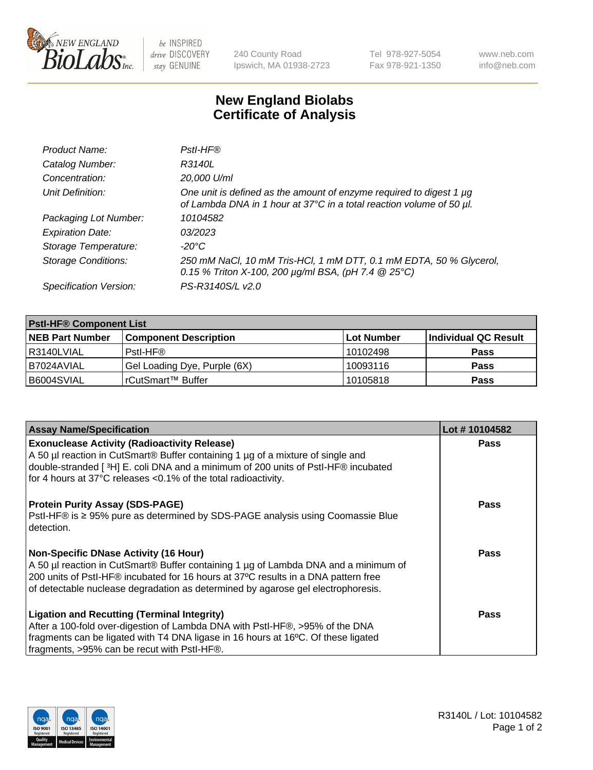# New England Biolabs
# Certificate of Analysis

| | |
|---|---|
| *Product Name:* | *PstI-HF®* |
| *Catalog Number:* | *R3140L* |
| *Concentration:* | *20,000 U/ml* |
| *Unit Definition:* | *One unit is defined as the amount of enzyme required to digest 1 µg of Lambda DNA in 1 hour at 37°C in a total reaction volume of 50 µl.* |
| *Packaging Lot Number:* | *10104582* |
| *Expiration Date:* | *03/2023* |
| *Storage Temperature:* | *-20°C* |
| *Storage Conditions:* | *250 mM NaCl, 10 mM Tris-HCl, 1 mM DTT, 0.1 mM EDTA, 50 % Glycerol, 0.15 % Triton X-100, 200 µg/ml BSA, (pH 7.4 @ 25°C)* |
| *Specification Version:* | *PS-R3140S/L v2.0* |

| **PstI-HF® Component List** | | | |
|---|---|---|---|
| **NEB Part Number** | **Component Description** | **Lot Number** | **Individual QC Result** |
| R3140LVIAL | PstI-HF® | 10102498 | **Pass** |
| B7024AVIAL | Gel Loading Dye, Purple (6X) | 10093116 | **Pass** |
| B6004SVIAL | rCutSmart™ Buffer | 10105818 | **Pass** |

| **Assay Name/Specification** | **Lot # 10104582** |
|---|---|
| **Exonuclease Activity (Radioactivity Release)**<br>A 50 µl reaction in CutSmart® Buffer containing 1 µg of a mixture of single and double-stranded [ $^3$H] E. coli DNA and a minimum of 200 units of PstI-HF® incubated for 4 hours at 37°C releases <0.1% of the total radioactivity. | **Pass** |
| **Protein Purity Assay (SDS-PAGE)**<br>PstI-HF® is ≥ 95% pure as determined by SDS-PAGE analysis using Coomassie Blue detection. | **Pass** |
| **Non-Specific DNase Activity (16 Hour)**<br>A 50 µl reaction in CutSmart® Buffer containing 1 µg of Lambda DNA and a minimum of 200 units of PstI-HF® incubated for 16 hours at 37ºC results in a DNA pattern free of detectable nuclease degradation as determined by agarose gel electrophoresis. | **Pass** |
| **Ligation and Recutting (Terminal Integrity)**<br>After a 100-fold over-digestion of Lambda DNA with PstI-HF®, >95% of the DNA fragments can be ligated with T4 DNA ligase in 16 hours at 16ºC. Of these ligated fragments, >95% can be recut with PstI-HF®. | **Pass** |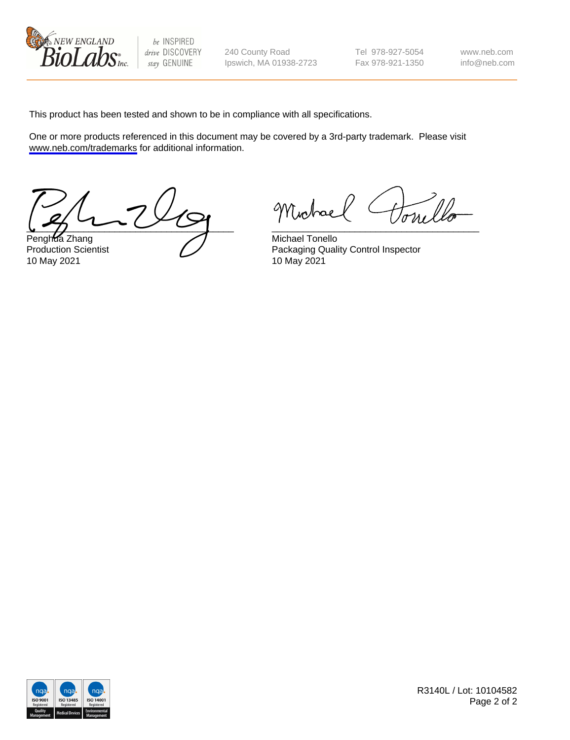This product has been tested and shown to be in compliance with all specifications.

One or more products referenced in this document may be covered by a 3rd-party trademark. Please visit www.neb.com/trademarks for additional information.

Penghua Zhang
Production Scientist
10 May 2021

Michael Tonello
Packaging Quality Control Inspector
10 May 2021

R3140L / Lot: 10104582